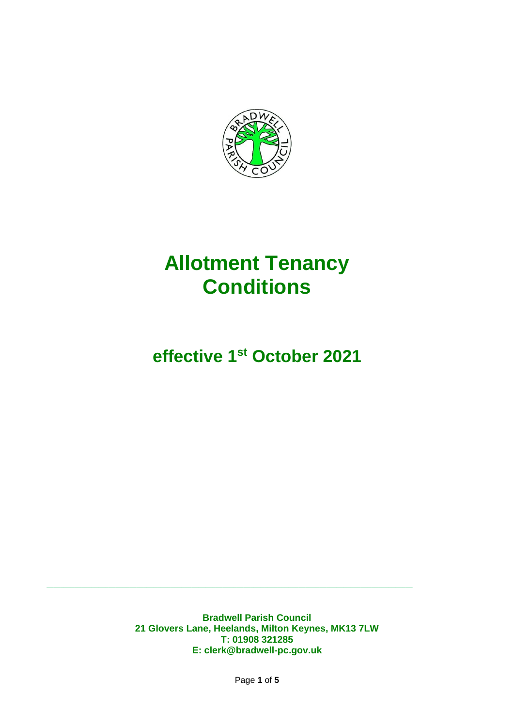# Allotment Tenancy Conditions

## effective 1st October 2021

**Bradwell Parish Council**
**21 Glovers Lane, Heelands, Milton Keynes, MK13 7LW**
**T: 01908 321285**
**E: clerk@bradwell-pc.gov.uk**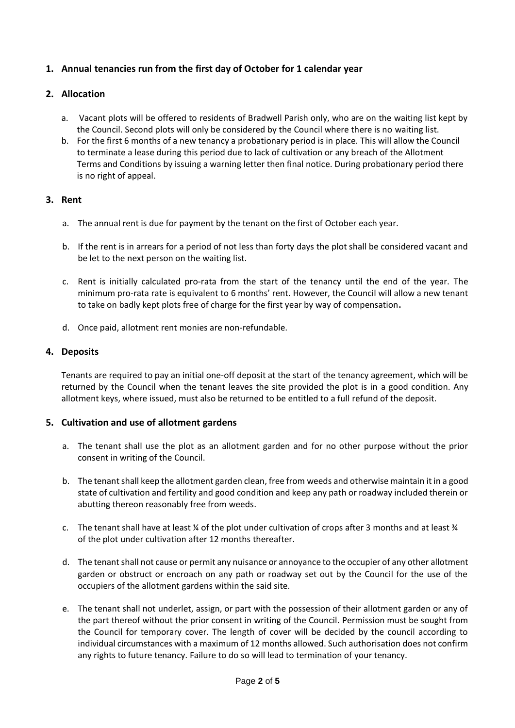## 1. Annual tenancies run from the first day of October for 1 calendar year

## 2. Allocation

a. Vacant plots will be offered to residents of Bradwell Parish only, who are on the waiting list kept by the Council. Second plots will only be considered by the Council where there is no waiting list.

b. For the first 6 months of a new tenancy a probationary period is in place. This will allow the Council to terminate a lease during this period due to lack of cultivation or any breach of the Allotment Terms and Conditions by issuing a warning letter then final notice. During probationary period there is no right of appeal.

## 3. Rent

a. The annual rent is due for payment by the tenant on the first of October each year.

b. If the rent is in arrears for a period of not less than forty days the plot shall be considered vacant and be let to the next person on the waiting list.

c. Rent is initially calculated pro-rata from the start of the tenancy until the end of the year. The minimum pro-rata rate is equivalent to 6 months' rent. However, the Council will allow a new tenant to take on badly kept plots free of charge for the first year by way of compensation.

d. Once paid, allotment rent monies are non-refundable.

## 4. Deposits

Tenants are required to pay an initial one-off deposit at the start of the tenancy agreement, which will be returned by the Council when the tenant leaves the site provided the plot is in a good condition. Any allotment keys, where issued, must also be returned to be entitled to a full refund of the deposit.

## 5. Cultivation and use of allotment gardens

a. The tenant shall use the plot as an allotment garden and for no other purpose without the prior consent in writing of the Council.

b. The tenant shall keep the allotment garden clean, free from weeds and otherwise maintain it in a good state of cultivation and fertility and good condition and keep any path or roadway included therein or abutting thereon reasonably free from weeds.

c. The tenant shall have at least ¼ of the plot under cultivation of crops after 3 months and at least ¾ of the plot under cultivation after 12 months thereafter.

d. The tenant shall not cause or permit any nuisance or annoyance to the occupier of any other allotment garden or obstruct or encroach on any path or roadway set out by the Council for the use of the occupiers of the allotment gardens within the said site.

e. The tenant shall not underlet, assign, or part with the possession of their allotment garden or any of the part thereof without the prior consent in writing of the Council. Permission must be sought from the Council for temporary cover. The length of cover will be decided by the council according to individual circumstances with a maximum of 12 months allowed. Such authorisation does not confirm any rights to future tenancy. Failure to do so will lead to termination of your tenancy.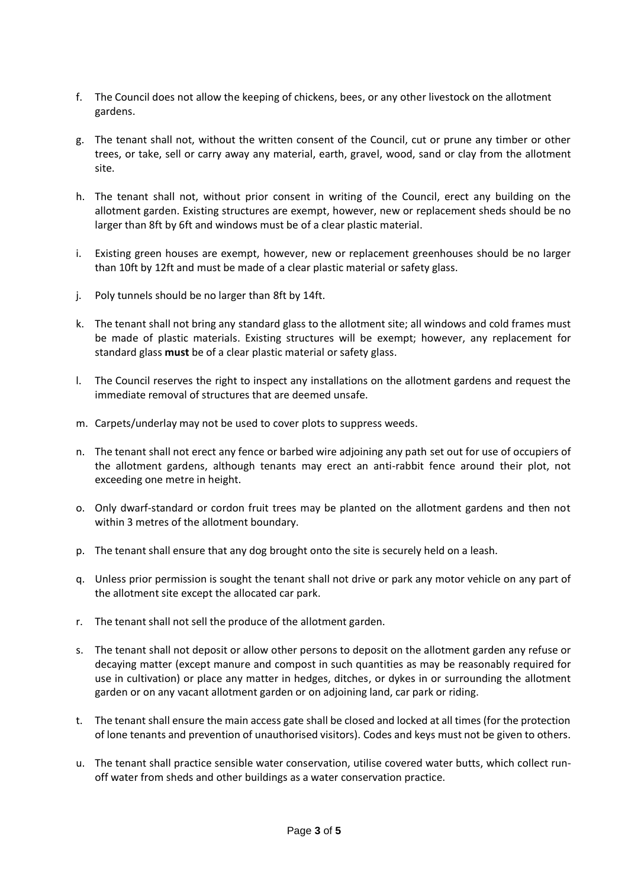f. The Council does not allow the keeping of chickens, bees, or any other livestock on the allotment gardens.

g. The tenant shall not, without the written consent of the Council, cut or prune any timber or other trees, or take, sell or carry away any material, earth, gravel, wood, sand or clay from the allotment site.

h. The tenant shall not, without prior consent in writing of the Council, erect any building on the allotment garden. Existing structures are exempt, however, new or replacement sheds should be no larger than 8ft by 6ft and windows must be of a clear plastic material.

i. Existing green houses are exempt, however, new or replacement greenhouses should be no larger than 10ft by 12ft and must be made of a clear plastic material or safety glass.

j. Poly tunnels should be no larger than 8ft by 14ft.

k. The tenant shall not bring any standard glass to the allotment site; all windows and cold frames must be made of plastic materials. Existing structures will be exempt; however, any replacement for standard glass **must** be of a clear plastic material or safety glass.

l. The Council reserves the right to inspect any installations on the allotment gardens and request the immediate removal of structures that are deemed unsafe.

m. Carpets/underlay may not be used to cover plots to suppress weeds.

n. The tenant shall not erect any fence or barbed wire adjoining any path set out for use of occupiers of the allotment gardens, although tenants may erect an anti-rabbit fence around their plot, not exceeding one metre in height.

o. Only dwarf-standard or cordon fruit trees may be planted on the allotment gardens and then not within 3 metres of the allotment boundary.

p. The tenant shall ensure that any dog brought onto the site is securely held on a leash.

q. Unless prior permission is sought the tenant shall not drive or park any motor vehicle on any part of the allotment site except the allocated car park.

r. The tenant shall not sell the produce of the allotment garden.

s. The tenant shall not deposit or allow other persons to deposit on the allotment garden any refuse or decaying matter (except manure and compost in such quantities as may be reasonably required for use in cultivation) or place any matter in hedges, ditches, or dykes in or surrounding the allotment garden or on any vacant allotment garden or on adjoining land, car park or riding.

t. The tenant shall ensure the main access gate shall be closed and locked at all times (for the protection of lone tenants and prevention of unauthorised visitors). Codes and keys must not be given to others.

u. The tenant shall practice sensible water conservation, utilise covered water butts, which collect run-off water from sheds and other buildings as a water conservation practice.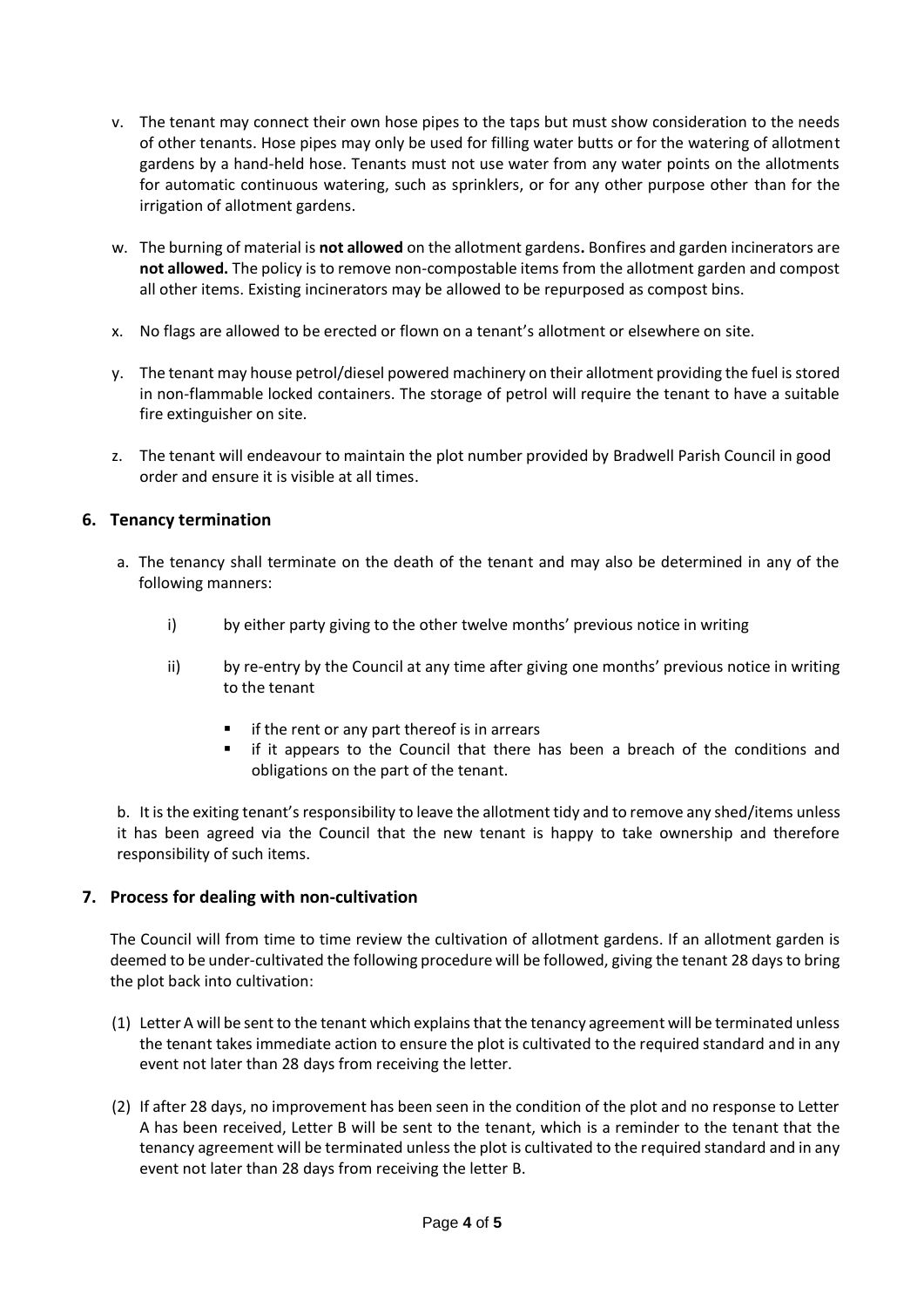v. The tenant may connect their own hose pipes to the taps but must show consideration to the needs of other tenants. Hose pipes may only be used for filling water butts or for the watering of allotment gardens by a hand-held hose. Tenants must not use water from any water points on the allotments for automatic continuous watering, such as sprinklers, or for any other purpose other than for the irrigation of allotment gardens.

w. The burning of material is **not allowed** on the allotment gardens**.** Bonfires and garden incinerators are **not allowed.** The policy is to remove non-compostable items from the allotment garden and compost all other items. Existing incinerators may be allowed to be repurposed as compost bins.

x. No flags are allowed to be erected or flown on a tenant's allotment or elsewhere on site.

y. The tenant may house petrol/diesel powered machinery on their allotment providing the fuel is stored in non-flammable locked containers. The storage of petrol will require the tenant to have a suitable fire extinguisher on site.

z. The tenant will endeavour to maintain the plot number provided by Bradwell Parish Council in good order and ensure it is visible at all times.

## 6. Tenancy termination

a. The tenancy shall terminate on the death of the tenant and may also be determined in any of the following manners:

i) by either party giving to the other twelve months' previous notice in writing

ii) by re-entry by the Council at any time after giving one months' previous notice in writing to the tenant

- if the rent or any part thereof is in arrears
- if it appears to the Council that there has been a breach of the conditions and obligations on the part of the tenant.

b. It is the exiting tenant's responsibility to leave the allotment tidy and to remove any shed/items unless it has been agreed via the Council that the new tenant is happy to take ownership and therefore responsibility of such items.

## 7. Process for dealing with non-cultivation

The Council will from time to time review the cultivation of allotment gardens. If an allotment garden is deemed to be under-cultivated the following procedure will be followed, giving the tenant 28 days to bring the plot back into cultivation:

(1) Letter A will be sent to the tenant which explains that the tenancy agreement will be terminated unless the tenant takes immediate action to ensure the plot is cultivated to the required standard and in any event not later than 28 days from receiving the letter.

(2) If after 28 days, no improvement has been seen in the condition of the plot and no response to Letter A has been received, Letter B will be sent to the tenant, which is a reminder to the tenant that the tenancy agreement will be terminated unless the plot is cultivated to the required standard and in any event not later than 28 days from receiving the letter B.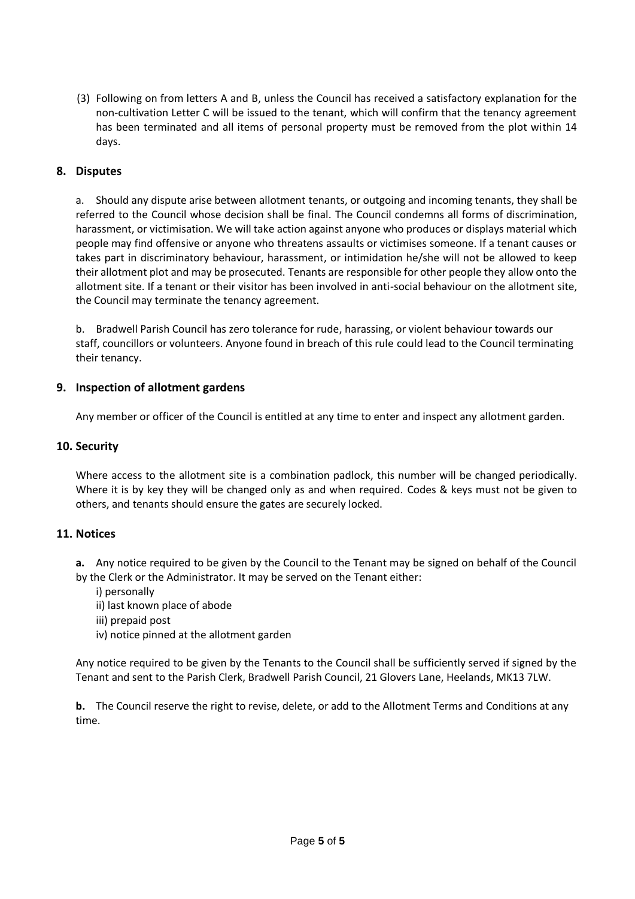(3) Following on from letters A and B, unless the Council has received a satisfactory explanation for the non-cultivation Letter C will be issued to the tenant, which will confirm that the tenancy agreement has been terminated and all items of personal property must be removed from the plot within 14 days.

## 8. Disputes

a. Should any dispute arise between allotment tenants, or outgoing and incoming tenants, they shall be referred to the Council whose decision shall be final. The Council condemns all forms of discrimination, harassment, or victimisation. We will take action against anyone who produces or displays material which people may find offensive or anyone who threatens assaults or victimises someone. If a tenant causes or takes part in discriminatory behaviour, harassment, or intimidation he/she will not be allowed to keep their allotment plot and may be prosecuted. Tenants are responsible for other people they allow onto the allotment site. If a tenant or their visitor has been involved in anti-social behaviour on the allotment site, the Council may terminate the tenancy agreement.

b. Bradwell Parish Council has zero tolerance for rude, harassing, or violent behaviour towards our staff, councillors or volunteers. Anyone found in breach of this rule could lead to the Council terminating their tenancy.

## 9. Inspection of allotment gardens

Any member or officer of the Council is entitled at any time to enter and inspect any allotment garden.

## 10. Security

Where access to the allotment site is a combination padlock, this number will be changed periodically. Where it is by key they will be changed only as and when required. Codes & keys must not be given to others, and tenants should ensure the gates are securely locked.

## 11. Notices

**a.** Any notice required to be given by the Council to the Tenant may be signed on behalf of the Council by the Clerk or the Administrator. It may be served on the Tenant either:

i) personally
ii) last known place of abode
iii) prepaid post
iv) notice pinned at the allotment garden

Any notice required to be given by the Tenants to the Council shall be sufficiently served if signed by the Tenant and sent to the Parish Clerk, Bradwell Parish Council, 21 Glovers Lane, Heelands, MK13 7LW.

**b.** The Council reserve the right to revise, delete, or add to the Allotment Terms and Conditions at any time.